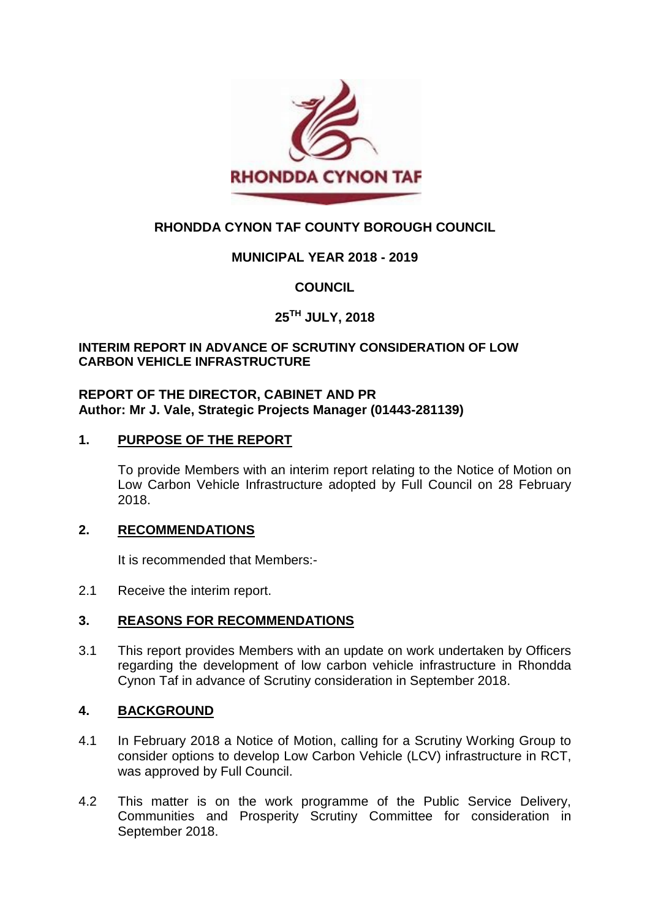**RHONDDA CYNON TAF**

# RHONDDA CYNON TAF COUNTY BOROUGH COUNCIL

## MUNICIPAL YEAR 2018 - 2019

## COUNCIL

## 25TH JULY, 2018

**INTERIM REPORT IN ADVANCE OF SCRUTINY CONSIDERATION OF LOW CARBON VEHICLE INFRASTRUCTURE**

**REPORT OF THE DIRECTOR, CABINET AND PR**
**Author: Mr J. Vale, Strategic Projects Manager (01443-281139)**

### 1. PURPOSE OF THE REPORT

To provide Members with an interim report relating to the Notice of Motion on Low Carbon Vehicle Infrastructure adopted by Full Council on 28 February 2018.

### 2. RECOMMENDATIONS

It is recommended that Members:-

2.1 Receive the interim report.

### 3. REASONS FOR RECOMMENDATIONS

3.1 This report provides Members with an update on work undertaken by Officers regarding the development of low carbon vehicle infrastructure in Rhondda Cynon Taf in advance of Scrutiny consideration in September 2018.

### 4. BACKGROUND

4.1 In February 2018 a Notice of Motion, calling for a Scrutiny Working Group to consider options to develop Low Carbon Vehicle (LCV) infrastructure in RCT, was approved by Full Council.

4.2 This matter is on the work programme of the Public Service Delivery, Communities and Prosperity Scrutiny Committee for consideration in September 2018.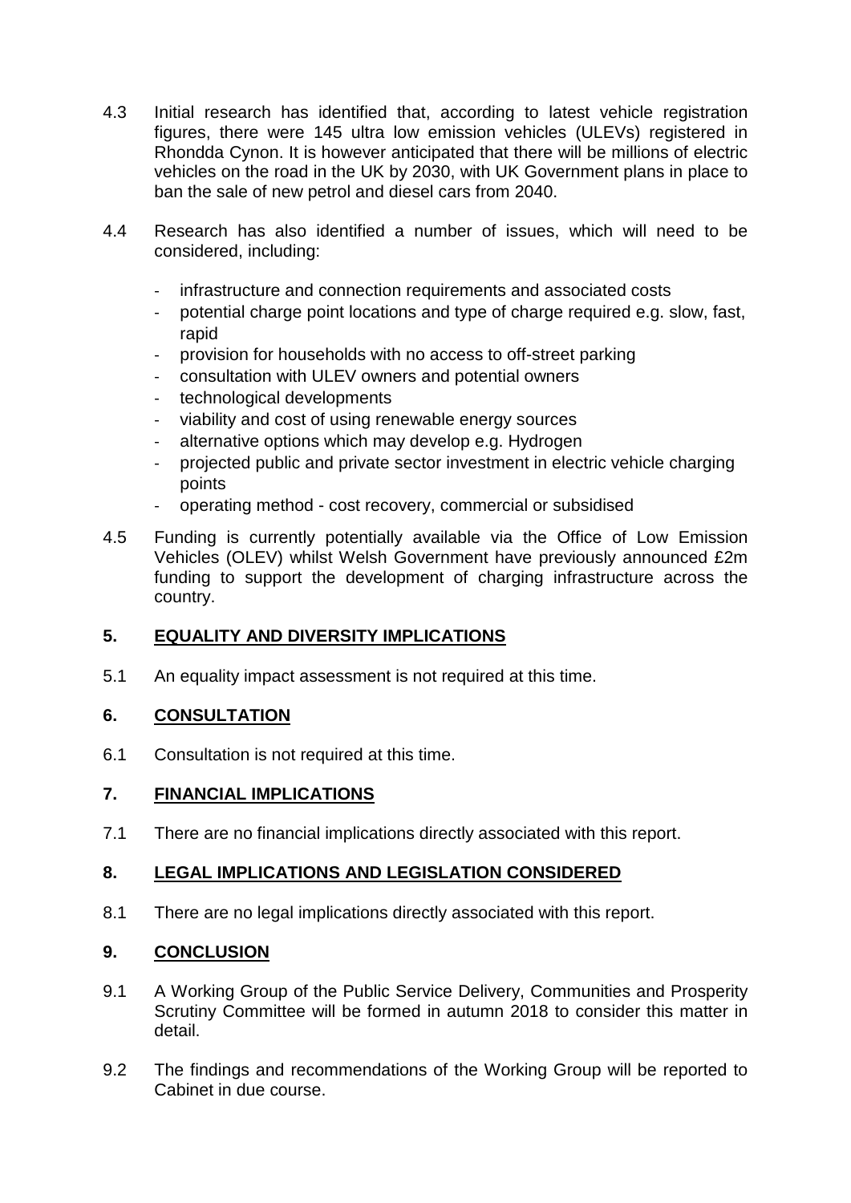4.3 Initial research has identified that, according to latest vehicle registration figures, there were 145 ultra low emission vehicles (ULEVs) registered in Rhondda Cynon. It is however anticipated that there will be millions of electric vehicles on the road in the UK by 2030, with UK Government plans in place to ban the sale of new petrol and diesel cars from 2040.

4.4 Research has also identified a number of issues, which will need to be considered, including:

- infrastructure and connection requirements and associated costs
- potential charge point locations and type of charge required e.g. slow, fast, rapid
- provision for households with no access to off-street parking
- consultation with ULEV owners and potential owners
- technological developments
- viability and cost of using renewable energy sources
- alternative options which may develop e.g. Hydrogen
- projected public and private sector investment in electric vehicle charging points
- operating method - cost recovery, commercial or subsidised

4.5 Funding is currently potentially available via the Office of Low Emission Vehicles (OLEV) whilst Welsh Government have previously announced £2m funding to support the development of charging infrastructure across the country.

## 5. EQUALITY AND DIVERSITY IMPLICATIONS

5.1 An equality impact assessment is not required at this time.

## 6. CONSULTATION

6.1 Consultation is not required at this time.

## 7. FINANCIAL IMPLICATIONS

7.1 There are no financial implications directly associated with this report.

## 8. LEGAL IMPLICATIONS AND LEGISLATION CONSIDERED

8.1 There are no legal implications directly associated with this report.

## 9. CONCLUSION

9.1 A Working Group of the Public Service Delivery, Communities and Prosperity Scrutiny Committee will be formed in autumn 2018 to consider this matter in detail.

9.2 The findings and recommendations of the Working Group will be reported to Cabinet in due course.